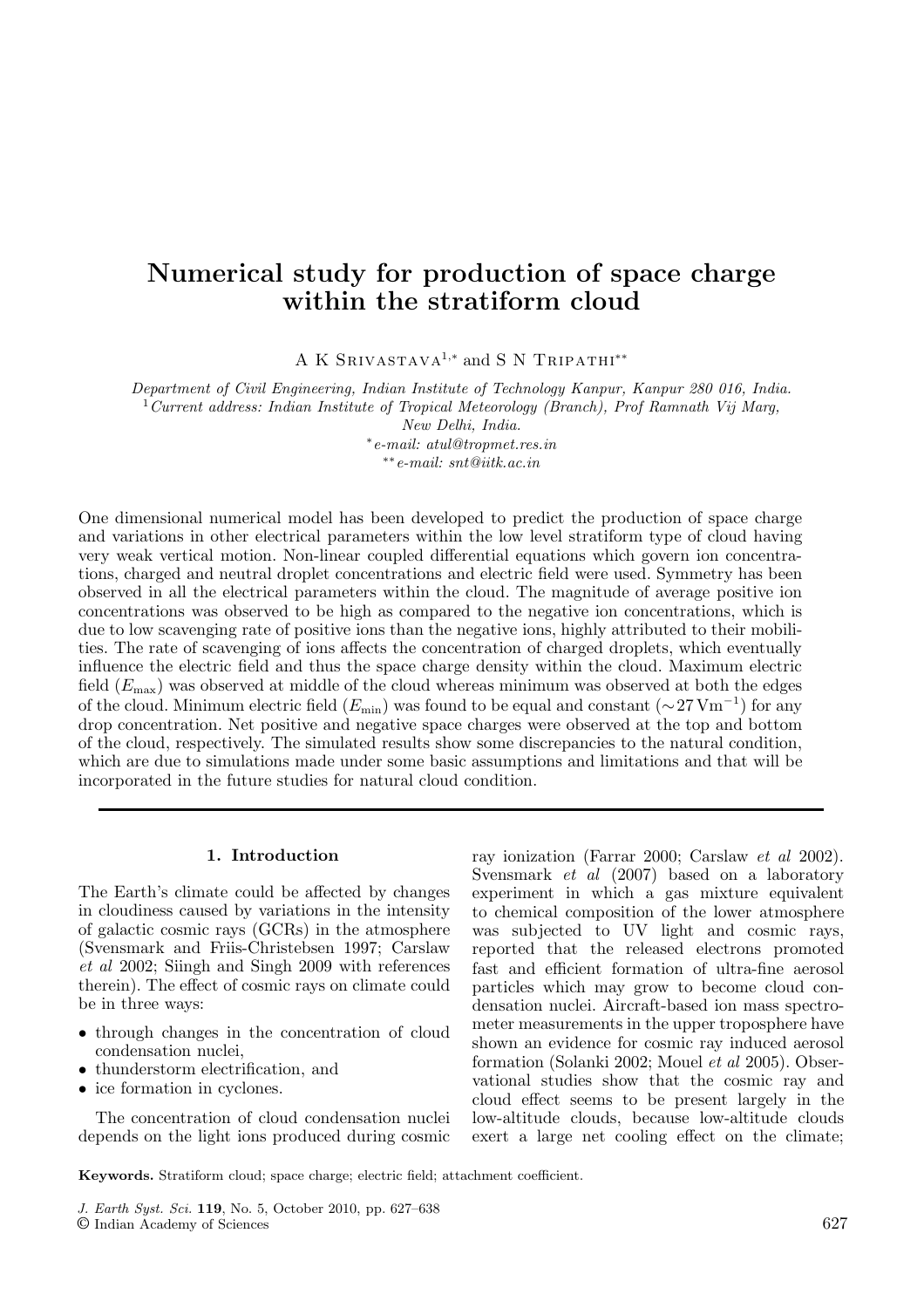# Numerical study for production of space charge within the stratiform cloud

A K Srivastava[1,*] and S N Tripathi[**]

*Department of Civil Engineering, Indian Institute of Technology Kanpur, Kanpur 280 016, India.*
[1]*Current address: Indian Institute of Tropical Meteorology (Branch), Prof Ramnath Vij Marg, New Delhi, India.*
[*]*e-mail: atul@tropmet.res.in*
[**]*e-mail: snt@iitk.ac.in*

One dimensional numerical model has been developed to predict the production of space charge and variations in other electrical parameters within the low level stratiform type of cloud having very weak vertical motion. Non-linear coupled differential equations which govern ion concentrations, charged and neutral droplet concentrations and electric field were used. Symmetry has been observed in all the electrical parameters within the cloud. The magnitude of average positive ion concentrations was observed to be high as compared to the negative ion concentrations, which is due to low scavenging rate of positive ions than the negative ions, highly attributed to their mobilities. The rate of scavenging of ions affects the concentration of charged droplets, which eventually influence the electric field and thus the space charge density within the cloud. Maximum electric field ($E_{\max}$) was observed at middle of the cloud whereas minimum was observed at both the edges of the cloud. Minimum electric field ($E_{\min}$) was found to be equal and constant ($\sim 27\,\mathrm{V\,m^{-1}}$) for any drop concentration. Net positive and negative space charges were observed at the top and bottom of the cloud, respectively. The simulated results show some discrepancies to the natural condition, which are due to simulations made under some basic assumptions and limitations and that will be incorporated in the future studies for natural cloud condition.

## 1. Introduction

The Earth's climate could be affected by changes in cloudiness caused by variations in the intensity of galactic cosmic rays (GCRs) in the atmosphere (Svensmark and Friis-Christebsen 1997; Carslaw *et al* 2002; Siingh and Singh 2009 with references therein). The effect of cosmic rays on climate could be in three ways:

- through changes in the concentration of cloud condensation nuclei,
- thunderstorm electrification, and
- ice formation in cyclones.

The concentration of cloud condensation nuclei depends on the light ions produced during cosmic ray ionization (Farrar 2000; Carslaw *et al* 2002). Svensmark *et al* (2007) based on a laboratory experiment in which a gas mixture equivalent to chemical composition of the lower atmosphere was subjected to UV light and cosmic rays, reported that the released electrons promoted fast and efficient formation of ultra-fine aerosol particles which may grow to become cloud condensation nuclei. Aircraft-based ion mass spectrometer measurements in the upper troposphere have shown an evidence for cosmic ray induced aerosol formation (Solanki 2002; Mouel *et al* 2005). Observational studies show that the cosmic ray and cloud effect seems to be present largely in the low-altitude clouds, because low-altitude clouds exert a large net cooling effect on the climate;

**Keywords.** Stratiform cloud; space charge; electric field; attachment coefficient.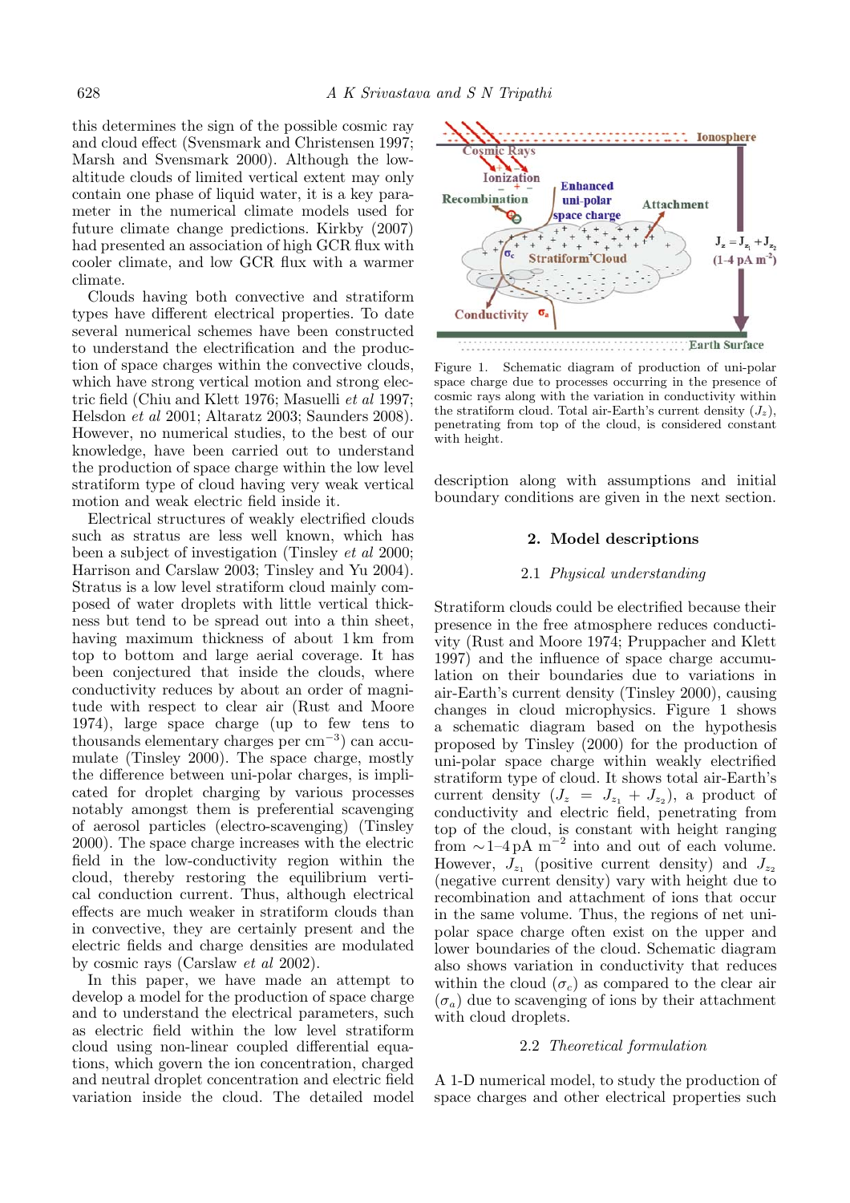this determines the sign of the possible cosmic ray and cloud effect (Svensmark and Christensen 1997; Marsh and Svensmark 2000). Although the low-altitude clouds of limited vertical extent may only contain one phase of liquid water, it is a key parameter in the numerical climate models used for future climate change predictions. Kirkby (2007) had presented an association of high GCR flux with cooler climate, and low GCR flux with a warmer climate.

Clouds having both convective and stratiform types have different electrical properties. To date several numerical schemes have been constructed to understand the electrification and the production of space charges within the convective clouds, which have strong vertical motion and strong electric field (Chiu and Klett 1976; Masuelli *et al* 1997; Helsdon *et al* 2001; Altaratz 2003; Saunders 2008). However, no numerical studies, to the best of our knowledge, have been carried out to understand the production of space charge within the low level stratiform type of cloud having very weak vertical motion and weak electric field inside it.

Electrical structures of weakly electrified clouds such as stratus are less well known, which has been a subject of investigation (Tinsley *et al* 2000; Harrison and Carslaw 2003; Tinsley and Yu 2004). Stratus is a low level stratiform cloud mainly composed of water droplets with little vertical thickness but tend to be spread out into a thin sheet, having maximum thickness of about 1 km from top to bottom and large aerial coverage. It has been conjectured that inside the clouds, where conductivity reduces by about an order of magnitude with respect to clear air (Rust and Moore 1974), large space charge (up to tens to thousands elementary charges per $cm^{-3}$) can accumulate (Tinsley 2000). The space charge, mostly the difference between uni-polar charges, is implicated for droplet charging by various processes notably amongst them is preferential scavenging of aerosol particles (electro-scavenging) (Tinsley 2000). The space charge increases with the electric field in the low-conductivity region within the cloud, thereby restoring the equilibrium vertical conduction current. Thus, although electrical effects are much weaker in stratiform clouds than in convective, they are certainly present and the electric fields and charge densities are modulated by cosmic rays (Carslaw *et al* 2002).

In this paper, we have made an attempt to develop a model for the production of space charge and to understand the electrical parameters, such as electric field within the low level stratiform cloud using non-linear coupled differential equations, which govern the ion concentration, charged and neutral droplet concentration and electric field variation inside the cloud. The detailed model description along with assumptions and initial boundary conditions are given in the next section.

Figure 1. Schematic diagram of production of uni-polar space charge due to processes occurring in the presence of cosmic rays along with the variation in conductivity within the stratiform cloud. Total air-Earth's current density ($J_z$), penetrating from top of the cloud, is considered constant with height.

## 2. Model descriptions

### 2.1 *Physical understanding*

Stratiform clouds could be electrified because their presence in the free atmosphere reduces conductivity (Rust and Moore 1974; Pruppacher and Klett 1997) and the influence of space charge accumulation on their boundaries due to variations in air-Earth's current density (Tinsley 2000), causing changes in cloud microphysics. Figure 1 shows a schematic diagram based on the hypothesis proposed by Tinsley (2000) for the production of uni-polar space charge within weakly electrified stratiform type of cloud. It shows total air-Earth's current density ($J_z = J_{z_1} + J_{z_2}$), a product of conductivity and electric field, penetrating from top of the cloud, is constant with height ranging from $\sim$1–4 pA $m^{-2}$ into and out of each volume. However, $J_{z_1}$ (positive current density) and $J_{z_2}$ (negative current density) vary with height due to recombination and attachment of ions that occur in the same volume. Thus, the regions of net uni-polar space charge often exist on the upper and lower boundaries of the cloud. Schematic diagram also shows variation in conductivity that reduces within the cloud ($\sigma_c$) as compared to the clear air ($\sigma_a$) due to scavenging of ions by their attachment with cloud droplets.

### 2.2 *Theoretical formulation*

A 1-D numerical model, to study the production of space charges and other electrical properties such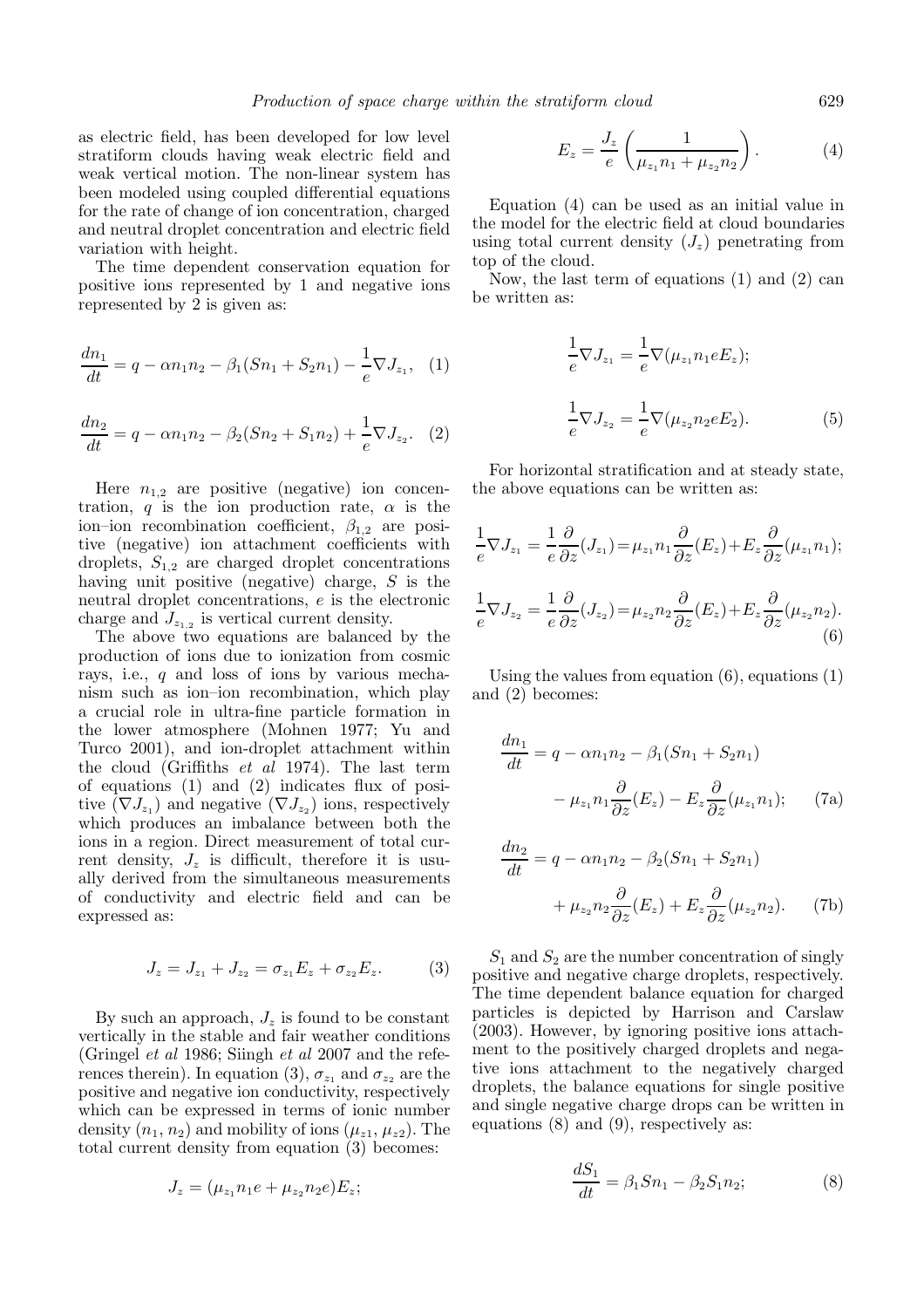as electric field, has been developed for low level stratiform clouds having weak electric field and weak vertical motion. The non-linear system has been modeled using coupled differential equations for the rate of change of ion concentration, charged and neutral droplet concentration and electric field variation with height.

The time dependent conservation equation for positive ions represented by 1 and negative ions represented by 2 is given as:

$$\frac{dn_1}{dt} = q - \alpha n_1 n_2 - \beta_1 (S n_1 + S_2 n_1) - \frac{1}{e}\nabla J_{z_1}, \quad (1)$$

$$\frac{dn_2}{dt} = q - \alpha n_1 n_2 - \beta_2 (S n_2 + S_1 n_2) + \frac{1}{e}\nabla J_{z_2}. \quad (2)$$

Here $n_{1,2}$ are positive (negative) ion concentration, $q$ is the ion production rate, $\alpha$ is the ion–ion recombination coefficient, $\beta_{1,2}$ are positive (negative) ion attachment coefficients with droplets, $S_{1,2}$ are charged droplet concentrations having unit positive (negative) charge, $S$ is the neutral droplet concentrations, $e$ is the electronic charge and $J_{z_{1,2}}$ is vertical current density.

The above two equations are balanced by the production of ions due to ionization from cosmic rays, i.e., $q$ and loss of ions by various mechanism such as ion–ion recombination, which play a crucial role in ultra-fine particle formation in the lower atmosphere (Mohnen 1977; Yu and Turco 2001), and ion-droplet attachment within the cloud (Griffiths *et al* 1974). The last term of equations (1) and (2) indicates flux of positive ($\nabla J_{z_1}$) and negative ($\nabla J_{z_2}$) ions, respectively which produces an imbalance between both the ions in a region. Direct measurement of total current density, $J_z$ is difficult, therefore it is usually derived from the simultaneous measurements of conductivity and electric field and can be expressed as:

$$J_z = J_{z_1} + J_{z_2} = \sigma_{z_1} E_z + \sigma_{z_2} E_z. \quad (3)$$

By such an approach, $J_z$ is found to be constant vertically in the stable and fair weather conditions (Gringel *et al* 1986; Siingh *et al* 2007 and the references therein). In equation (3), $\sigma_{z_1}$ and $\sigma_{z_2}$ are the positive and negative ion conductivity, respectively which can be expressed in terms of ionic number density ($n_1$, $n_2$) and mobility of ions ($\mu_{z1}$, $\mu_{z2}$). The total current density from equation (3) becomes:

$$J_z = (\mu_{z_1} n_1 e + \mu_{z_2} n_2 e) E_z;$$

$$E_z = \frac{J_z}{e}\left(\frac{1}{\mu_{z_1} n_1 + \mu_{z_2} n_2}\right). \quad (4)$$

Equation (4) can be used as an initial value in the model for the electric field at cloud boundaries using total current density ($J_z$) penetrating from top of the cloud.

Now, the last term of equations (1) and (2) can be written as:

$$\frac{1}{e}\nabla J_{z_1} = \frac{1}{e}\nabla(\mu_{z_1} n_1 e E_z);$$

$$\frac{1}{e}\nabla J_{z_2} = \frac{1}{e}\nabla(\mu_{z_2} n_2 e E_2). \quad (5)$$

For horizontal stratification and at steady state, the above equations can be written as:

$$\frac{1}{e}\nabla J_{z_1} = \frac{1}{e}\frac{\partial}{\partial z}(J_{z_1}) = \mu_{z_1} n_1 \frac{\partial}{\partial z}(E_z) + E_z \frac{\partial}{\partial z}(\mu_{z_1} n_1);$$

$$\frac{1}{e}\nabla J_{z_2} = \frac{1}{e}\frac{\partial}{\partial z}(J_{z_2}) = \mu_{z_2} n_2 \frac{\partial}{\partial z}(E_z) + E_z \frac{\partial}{\partial z}(\mu_{z_2} n_2). \quad (6)$$

Using the values from equation (6), equations (1) and (2) becomes:

$$\frac{dn_1}{dt} = q - \alpha n_1 n_2 - \beta_1 (S n_1 + S_2 n_1) - \mu_{z_1} n_1 \frac{\partial}{\partial z}(E_z) - E_z \frac{\partial}{\partial z}(\mu_{z_1} n_1); \quad (7a)$$

$$\frac{dn_2}{dt} = q - \alpha n_1 n_2 - \beta_2 (S n_1 + S_2 n_1) + \mu_{z_2} n_2 \frac{\partial}{\partial z}(E_z) + E_z \frac{\partial}{\partial z}(\mu_{z_2} n_2). \quad (7b)$$

$S_1$ and $S_2$ are the number concentration of singly positive and negative charge droplets, respectively. The time dependent balance equation for charged particles is depicted by Harrison and Carslaw (2003). However, by ignoring positive ions attachment to the positively charged droplets and negative ions attachment to the negatively charged droplets, the balance equations for single positive and single negative charge drops can be written in equations (8) and (9), respectively as:

$$\frac{dS_1}{dt} = \beta_1 S n_1 - \beta_2 S_1 n_2; \quad (8)$$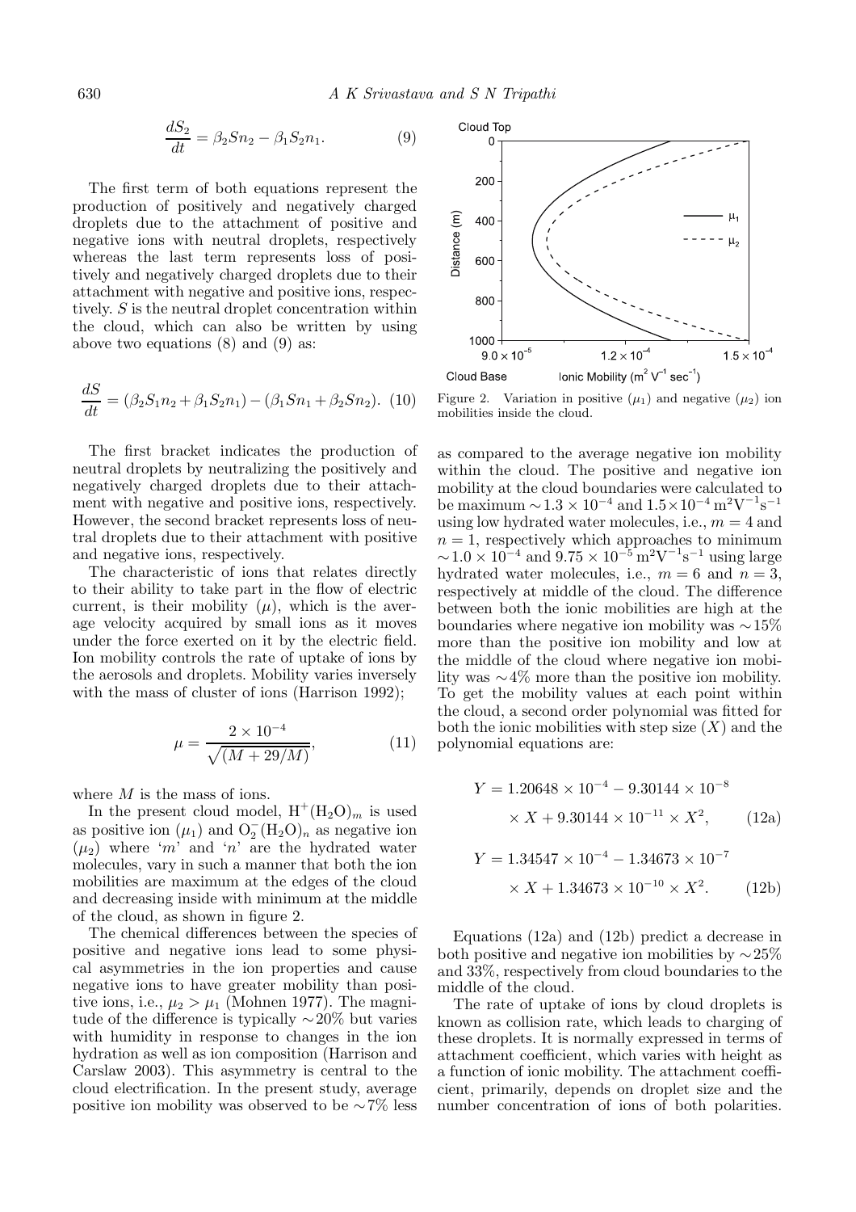$$\frac{dS_2}{dt} = \beta_2 S n_2 - \beta_1 S_2 n_1. \tag{9}$$

The first term of both equations represent the production of positively and negatively charged droplets due to the attachment of positive and negative ions with neutral droplets, respectively whereas the last term represents loss of positively and negatively charged droplets due to their attachment with negative and positive ions, respectively. $S$ is the neutral droplet concentration within the cloud, which can also be written by using above two equations (8) and (9) as:

$$\frac{dS}{dt} = (\beta_2 S_1 n_2 + \beta_1 S_2 n_1) - (\beta_1 S n_1 + \beta_2 S n_2). \tag{10}$$

The first bracket indicates the production of neutral droplets by neutralizing the positively and negatively charged droplets due to their attachment with negative and positive ions, respectively. However, the second bracket represents loss of neutral droplets due to their attachment with positive and negative ions, respectively.

The characteristic of ions that relates directly to their ability to take part in the flow of electric current, is their mobility ($\mu$), which is the average velocity acquired by small ions as it moves under the force exerted on it by the electric field. Ion mobility controls the rate of uptake of ions by the aerosols and droplets. Mobility varies inversely with the mass of cluster of ions (Harrison 1992);

$$\mu = \frac{2 \times 10^{-4}}{\sqrt{(M + 29/M)}}, \tag{11}$$

where $M$ is the mass of ions.

In the present cloud model, $H^+(H_2O)_m$ is used as positive ion ($\mu_1$) and $O_2^-(H_2O)_n$ as negative ion ($\mu_2$) where '$m$' and '$n$' are the hydrated water molecules, vary in such a manner that both the ion mobilities are maximum at the edges of the cloud and decreasing inside with minimum at the middle of the cloud, as shown in figure 2.

The chemical differences between the species of positive and negative ions lead to some physical asymmetries in the ion properties and cause negative ions to have greater mobility than positive ions, i.e., $\mu_2 > \mu_1$ (Mohnen 1977). The magnitude of the difference is typically $\sim$20% but varies with humidity in response to changes in the ion hydration as well as ion composition (Harrison and Carslaw 2003). This asymmetry is central to the cloud electrification. In the present study, average positive ion mobility was observed to be $\sim$7% less as compared to the average negative ion mobility within the cloud. The positive and negative ion mobility at the cloud boundaries were calculated to be maximum $\sim 1.3 \times 10^{-4}$ and $1.5 \times 10^{-4}\,\mathrm{m^2V^{-1}s^{-1}}$ using low hydrated water molecules, i.e., $m = 4$ and $n = 1$, respectively which approaches to minimum $\sim 1.0 \times 10^{-4}$ and $9.75 \times 10^{-5}\,\mathrm{m^2V^{-1}s^{-1}}$ using large hydrated water molecules, i.e., $m = 6$ and $n = 3$, respectively at middle of the cloud. The difference between both the ionic mobilities are high at the boundaries where negative ion mobility was $\sim$15% more than the positive ion mobility and low at the middle of the cloud where negative ion mobility was $\sim$4% more than the positive ion mobility. To get the mobility values at each point within the cloud, a second order polynomial was fitted for both the ionic mobilities with step size ($X$) and the polynomial equations are:

Figure 2. Variation in positive ($\mu_1$) and negative ($\mu_2$) ion mobilities inside the cloud.

$$Y = 1.20648 \times 10^{-4} - 9.30144 \times 10^{-8} \times X + 9.30144 \times 10^{-11} \times X^2, \tag{12a}$$

$$Y = 1.34547 \times 10^{-4} - 1.34673 \times 10^{-7} \times X + 1.34673 \times 10^{-10} \times X^2. \tag{12b}$$

Equations (12a) and (12b) predict a decrease in both positive and negative ion mobilities by $\sim$25% and 33%, respectively from cloud boundaries to the middle of the cloud.

The rate of uptake of ions by cloud droplets is known as collision rate, which leads to charging of these droplets. It is normally expressed in terms of attachment coefficient, which varies with height as a function of ionic mobility. The attachment coefficient, primarily, depends on droplet size and the number concentration of ions of both polarities.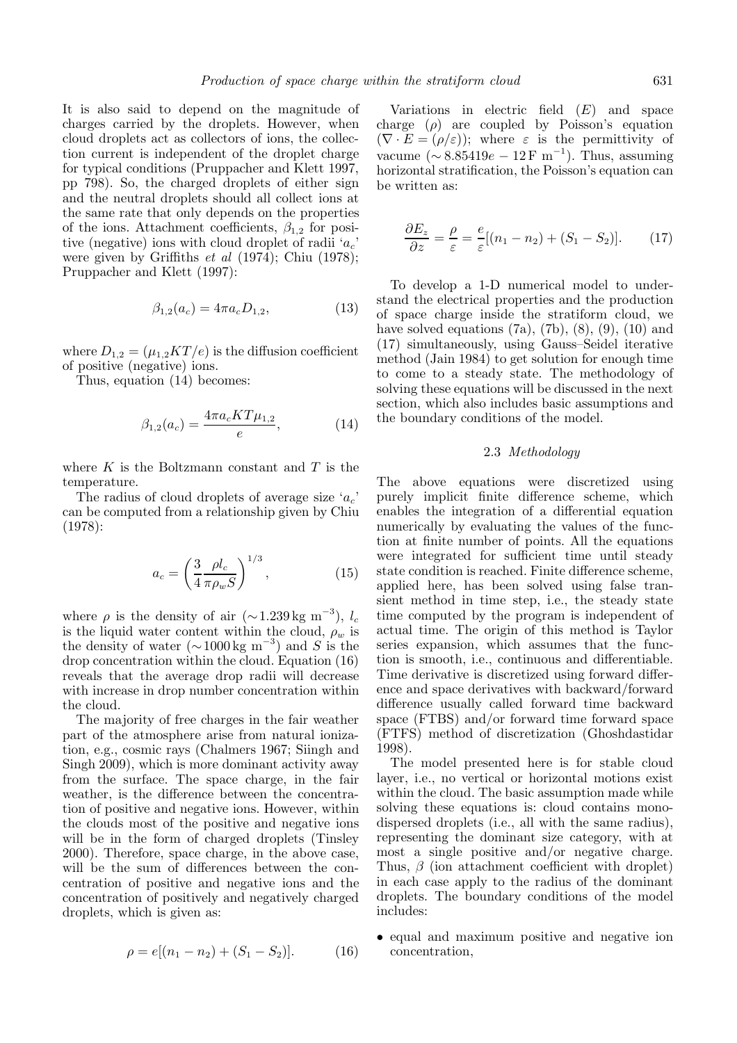It is also said to depend on the magnitude of charges carried by the droplets. However, when cloud droplets act as collectors of ions, the collection current is independent of the droplet charge for typical conditions (Pruppacher and Klett 1997, pp 798). So, the charged droplets of either sign and the neutral droplets should all collect ions at the same rate that only depends on the properties of the ions. Attachment coefficients, $\beta_{1,2}$ for positive (negative) ions with cloud droplet of radii '$a_c$' were given by Griffiths *et al* (1974); Chiu (1978); Pruppacher and Klett (1997):

$$\beta_{1,2}(a_c) = 4\pi a_c D_{1,2}, \tag{13}$$

where $D_{1,2} = (\mu_{1,2}KT/e)$ is the diffusion coefficient of positive (negative) ions.

Thus, equation (14) becomes:

$$\beta_{1,2}(a_c) = \frac{4\pi a_c KT\mu_{1,2}}{e}, \tag{14}$$

where $K$ is the Boltzmann constant and $T$ is the temperature.

The radius of cloud droplets of average size '$a_c$' can be computed from a relationship given by Chiu (1978):

$$a_c = \left(\frac{3}{4}\frac{\rho l_c}{\pi \rho_w S}\right)^{1/3}, \tag{15}$$

where $\rho$ is the density of air ($\sim 1.239\,\mathrm{kg\ m^{-3}}$), $l_c$ is the liquid water content within the cloud, $\rho_w$ is the density of water ($\sim 1000\,\mathrm{kg\ m^{-3}}$) and $S$ is the drop concentration within the cloud. Equation (16) reveals that the average drop radii will decrease with increase in drop number concentration within the cloud.

The majority of free charges in the fair weather part of the atmosphere arise from natural ionization, e.g., cosmic rays (Chalmers 1967; Siingh and Singh 2009), which is more dominant activity away from the surface. The space charge, in the fair weather, is the difference between the concentration of positive and negative ions. However, within the clouds most of the positive and negative ions will be in the form of charged droplets (Tinsley 2000). Therefore, space charge, in the above case, will be the sum of differences between the concentration of positive and negative ions and the concentration of positively and negatively charged droplets, which is given as:

$$\rho = e[(n_1 - n_2) + (S_1 - S_2)]. \tag{16}$$

Variations in electric field ($E$) and space charge ($\rho$) are coupled by Poisson's equation ($\nabla \cdot E = (\rho/\varepsilon)$); where $\varepsilon$ is the permittivity of vacume ($\sim 8.85419e-12\,\mathrm{F\ m^{-1}}$). Thus, assuming horizontal stratification, the Poisson's equation can be written as:

$$\frac{\partial E_z}{\partial z} = \frac{\rho}{\varepsilon} = \frac{e}{\varepsilon}[(n_1 - n_2) + (S_1 - S_2)]. \tag{17}$$

To develop a 1-D numerical model to understand the electrical properties and the production of space charge inside the stratiform cloud, we have solved equations (7a), (7b), (8), (9), (10) and (17) simultaneously, using Gauss–Seidel iterative method (Jain 1984) to get solution for enough time to come to a steady state. The methodology of solving these equations will be discussed in the next section, which also includes basic assumptions and the boundary conditions of the model.

### 2.3 *Methodology*

The above equations were discretized using purely implicit finite difference scheme, which enables the integration of a differential equation numerically by evaluating the values of the function at finite number of points. All the equations were integrated for sufficient time until steady state condition is reached. Finite difference scheme, applied here, has been solved using false transient method in time step, i.e., the steady state time computed by the program is independent of actual time. The origin of this method is Taylor series expansion, which assumes that the function is smooth, i.e., continuous and differentiable. Time derivative is discretized using forward difference and space derivatives with backward/forward difference usually called forward time backward space (FTBS) and/or forward time forward space (FTFS) method of discretization (Ghoshdastidar 1998).

The model presented here is for stable cloud layer, i.e., no vertical or horizontal motions exist within the cloud. The basic assumption made while solving these equations is: cloud contains monodispersed droplets (i.e., all with the same radius), representing the dominant size category, with at most a single positive and/or negative charge. Thus, $\beta$ (ion attachment coefficient with droplet) in each case apply to the radius of the dominant droplets. The boundary conditions of the model includes:

- equal and maximum positive and negative ion concentration,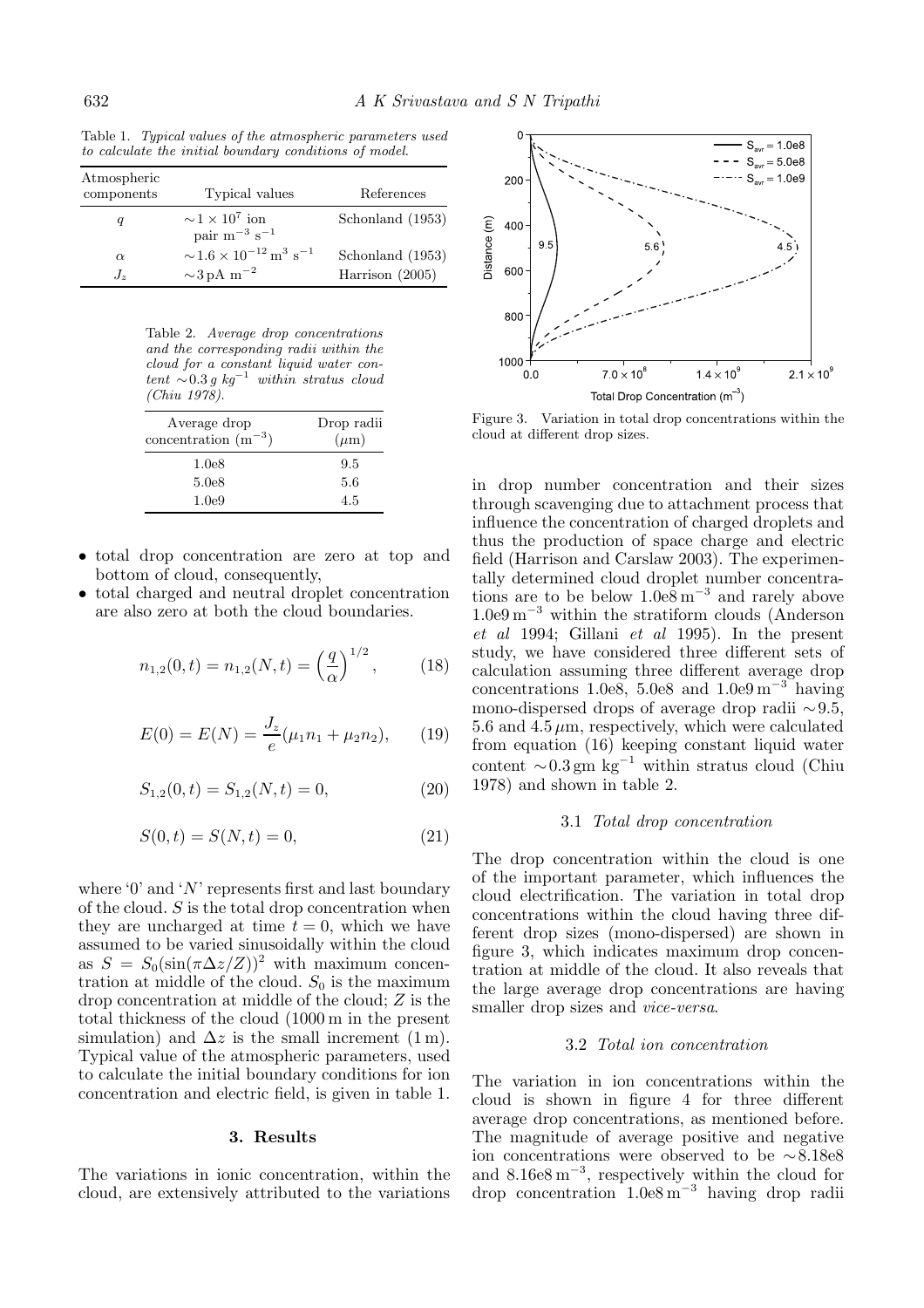Table 1. *Typical values of the atmospheric parameters used to calculate the initial boundary conditions of model.*

| Atmospheric components | Typical values | References |
|---|---|---|
| $q$ | $\sim 1 \times 10^{7}$ ion pair $\mathrm{m}^{-3}\ \mathrm{s}^{-1}$ | Schonland (1953) |
| $\alpha$ | $\sim 1.6 \times 10^{-12}\,\mathrm{m}^{3}\ \mathrm{s}^{-1}$ | Schonland (1953) |
| $J_z$ | $\sim 3\,\mathrm{pA\ m}^{-2}$ | Harrison (2005) |

Table 2. *Average drop concentrations and the corresponding radii within the cloud for a constant liquid water content $\sim 0.3\,g\ kg^{-1}$ within stratus cloud (Chiu 1978).*

| Average drop concentration ($\mathrm{m}^{-3}$) | Drop radii ($\mu$m) |
|---|---|
| 1.0e8 | 9.5 |
| 5.0e8 | 5.6 |
| 1.0e9 | 4.5 |

- total drop concentration are zero at top and bottom of cloud, consequently,
- total charged and neutral droplet concentration are also zero at both the cloud boundaries.

$$n_{1,2}(0,t) = n_{1,2}(N,t) = \left(\frac{q}{\alpha}\right)^{1/2}, \qquad (18)$$

$$E(0) = E(N) = \frac{J_z}{e}(\mu_1 n_1 + \mu_2 n_2), \qquad (19)$$

$$S_{1,2}(0,t) = S_{1,2}(N,t) = 0, \qquad (20)$$

$$S(0,t) = S(N,t) = 0, \qquad (21)$$

where '0' and '$N$' represents first and last boundary of the cloud. $S$ is the total drop concentration when they are uncharged at time $t = 0$, which we have assumed to be varied sinusoidally within the cloud as $S = S_0(\sin(\pi \Delta z/Z))^2$ with maximum concentration at middle of the cloud. $S_0$ is the maximum drop concentration at middle of the cloud; $Z$ is the total thickness of the cloud (1000 m in the present simulation) and $\Delta z$ is the small increment (1 m). Typical value of the atmospheric parameters, used to calculate the initial boundary conditions for ion concentration and electric field, is given in table 1.

## 3. Results

The variations in ionic concentration, within the cloud, are extensively attributed to the variations in drop number concentration and their sizes through scavenging due to attachment process that influence the concentration of charged droplets and thus the production of space charge and electric field (Harrison and Carslaw 2003). The experimentally determined cloud droplet number concentrations are to be below 1.0e8 $\mathrm{m}^{-3}$ and rarely above 1.0e9 $\mathrm{m}^{-3}$ within the stratiform clouds (Anderson *et al* 1994; Gillani *et al* 1995). In the present study, we have considered three different sets of calculation assuming three different average drop concentrations 1.0e8, 5.0e8 and 1.0e9 $\mathrm{m}^{-3}$ having mono-dispersed drops of average drop radii $\sim$9.5, 5.6 and 4.5 $\mu$m, respectively, which were calculated from equation (16) keeping constant liquid water content $\sim 0.3\,\mathrm{gm\ kg}^{-1}$ within stratus cloud (Chiu 1978) and shown in table 2.

Figure 3. Variation in total drop concentrations within the cloud at different drop sizes.

### 3.1 *Total drop concentration*

The drop concentration within the cloud is one of the important parameter, which influences the cloud electrification. The variation in total drop concentrations within the cloud having three different drop sizes (mono-dispersed) are shown in figure 3, which indicates maximum drop concentration at middle of the cloud. It also reveals that the large average drop concentrations are having smaller drop sizes and *vice-versa*.

### 3.2 *Total ion concentration*

The variation in ion concentrations within the cloud is shown in figure 4 for three different average drop concentrations, as mentioned before. The magnitude of average positive and negative ion concentrations were observed to be $\sim$8.18e8 and 8.16e8 $\mathrm{m}^{-3}$, respectively within the cloud for drop concentration 1.0e8 $\mathrm{m}^{-3}$ having drop radii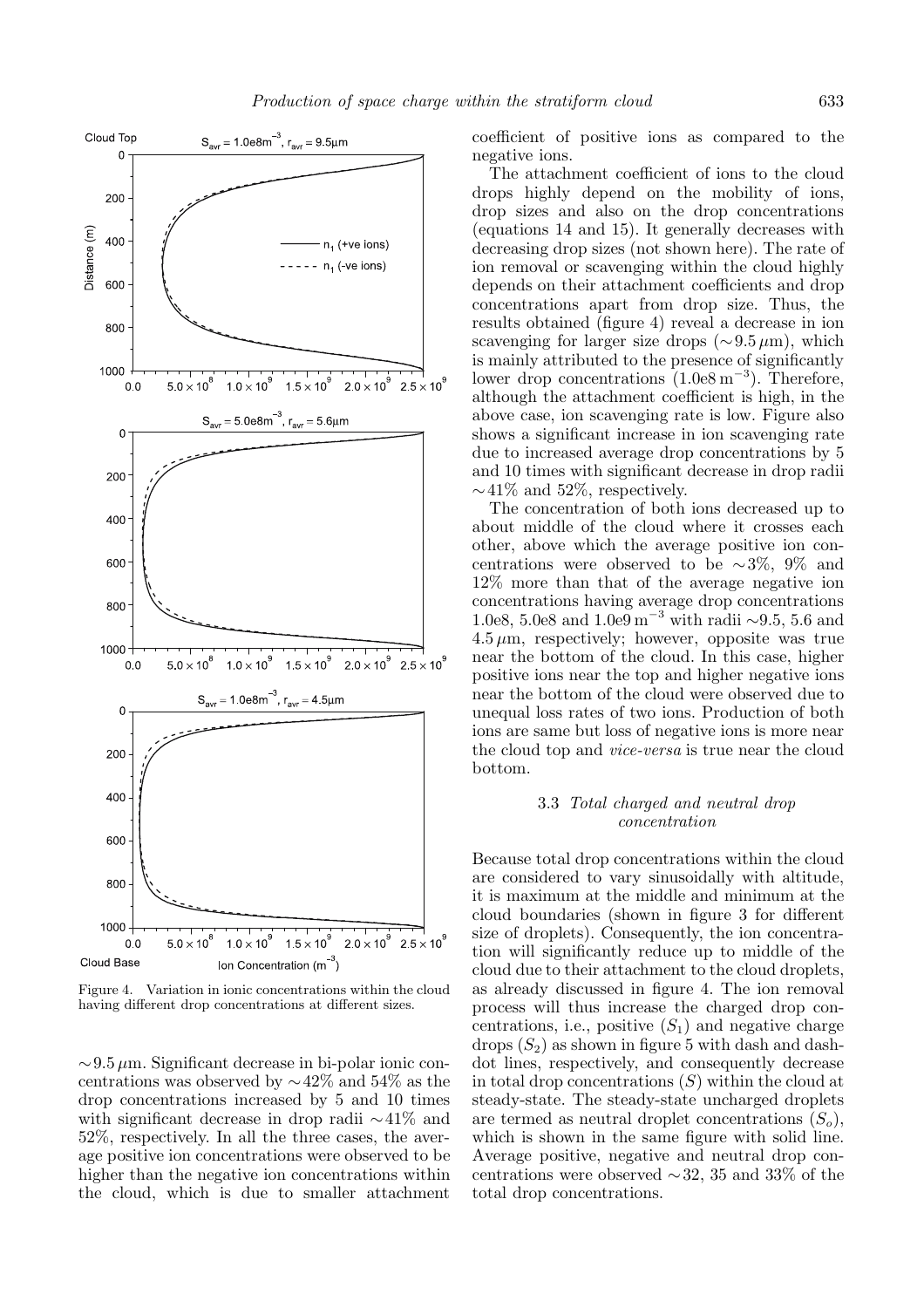Figure 4. Variation in ionic concentrations within the cloud having different drop concentrations at different sizes.

$\sim 9.5\,\mu$m. Significant decrease in bi-polar ionic concentrations was observed by $\sim 42\%$ and $54\%$ as the drop concentrations increased by 5 and 10 times with significant decrease in drop radii $\sim 41\%$ and $52\%$, respectively. In all the three cases, the average positive ion concentrations were observed to be higher than the negative ion concentrations within the cloud, which is due to smaller attachment coefficient of positive ions as compared to the negative ions.

The attachment coefficient of ions to the cloud drops highly depend on the mobility of ions, drop sizes and also on the drop concentrations (equations 14 and 15). It generally decreases with decreasing drop sizes (not shown here). The rate of ion removal or scavenging within the cloud highly depends on their attachment coefficients and drop concentrations apart from drop size. Thus, the results obtained (figure 4) reveal a decrease in ion scavenging for larger size drops ($\sim 9.5\,\mu$m), which is mainly attributed to the presence of significantly lower drop concentrations ($1.0e8\,\mathrm{m}^{-3}$). Therefore, although the attachment coefficient is high, in the above case, ion scavenging rate is low. Figure also shows a significant increase in ion scavenging rate due to increased average drop concentrations by 5 and 10 times with significant decrease in drop radii $\sim 41\%$ and $52\%$, respectively.

The concentration of both ions decreased up to about middle of the cloud where it crosses each other, above which the average positive ion concentrations were observed to be $\sim 3\%$, $9\%$ and $12\%$ more than that of the average negative ion concentrations having average drop concentrations 1.0e8, 5.0e8 and $1.0e9\,\mathrm{m}^{-3}$ with radii $\sim 9.5$, 5.6 and $4.5\,\mu$m, respectively; however, opposite was true near the bottom of the cloud. In this case, higher positive ions near the top and higher negative ions near the bottom of the cloud were observed due to unequal loss rates of two ions. Production of both ions are same but loss of negative ions is more near the cloud top and *vice-versa* is true near the cloud bottom.

### 3.3 *Total charged and neutral drop concentration*

Because total drop concentrations within the cloud are considered to vary sinusoidally with altitude, it is maximum at the middle and minimum at the cloud boundaries (shown in figure 3 for different size of droplets). Consequently, the ion concentration will significantly reduce up to middle of the cloud due to their attachment to the cloud droplets, as already discussed in figure 4. The ion removal process will thus increase the charged drop concentrations, i.e., positive ($S_1$) and negative charge drops ($S_2$) as shown in figure 5 with dash and dash-dot lines, respectively, and consequently decrease in total drop concentrations ($S$) within the cloud at steady-state. The steady-state uncharged droplets are termed as neutral droplet concentrations ($S_o$), which is shown in the same figure with solid line. Average positive, negative and neutral drop concentrations were observed $\sim 32$, 35 and $33\%$ of the total drop concentrations.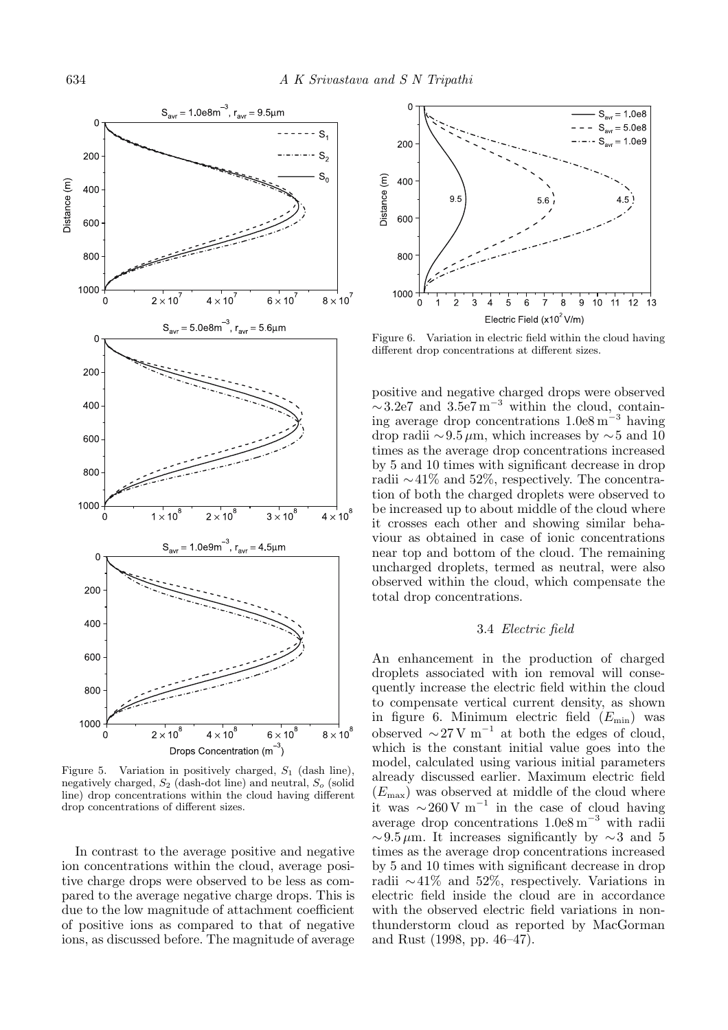Figure 5. Variation in positively charged, $S_1$ (dash line), negatively charged, $S_2$ (dash-dot line) and neutral, $S_o$ (solid line) drop concentrations within the cloud having different drop concentrations of different sizes.

In contrast to the average positive and negative ion concentrations within the cloud, average positive charge drops were observed to be less as compared to the average negative charge drops. This is due to the low magnitude of attachment coefficient of positive ions as compared to that of negative ions, as discussed before. The magnitude of average positive and negative charged drops were observed $\sim$3.2e7 and 3.5e7 $\text{m}^{-3}$ within the cloud, containing average drop concentrations 1.0e8 $\text{m}^{-3}$ having drop radii $\sim$9.5 $\mu$m, which increases by $\sim$5 and 10 times as the average drop concentrations increased by 5 and 10 times with significant decrease in drop radii $\sim$41% and 52%, respectively. The concentration of both the charged droplets were observed to be increased up to about middle of the cloud where it crosses each other and showing similar behaviour as obtained in case of ionic concentrations near top and bottom of the cloud. The remaining uncharged droplets, termed as neutral, were also observed within the cloud, which compensate the total drop concentrations.

Figure 6. Variation in electric field within the cloud having different drop concentrations at different sizes.

### 3.4 *Electric field*

An enhancement in the production of charged droplets associated with ion removal will consequently increase the electric field within the cloud to compensate vertical current density, as shown in figure 6. Minimum electric field ($E_{\min}$) was observed $\sim$27 V $\text{m}^{-1}$ at both the edges of cloud, which is the constant initial value goes into the model, calculated using various initial parameters already discussed earlier. Maximum electric field ($E_{\max}$) was observed at middle of the cloud where it was $\sim$260 V $\text{m}^{-1}$ in the case of cloud having average drop concentrations 1.0e8 $\text{m}^{-3}$ with radii $\sim$9.5 $\mu$m. It increases significantly by $\sim$3 and 5 times as the average drop concentrations increased by 5 and 10 times with significant decrease in drop radii $\sim$41% and 52%, respectively. Variations in electric field inside the cloud are in accordance with the observed electric field variations in non-thunderstorm cloud as reported by MacGorman and Rust (1998, pp. 46–47).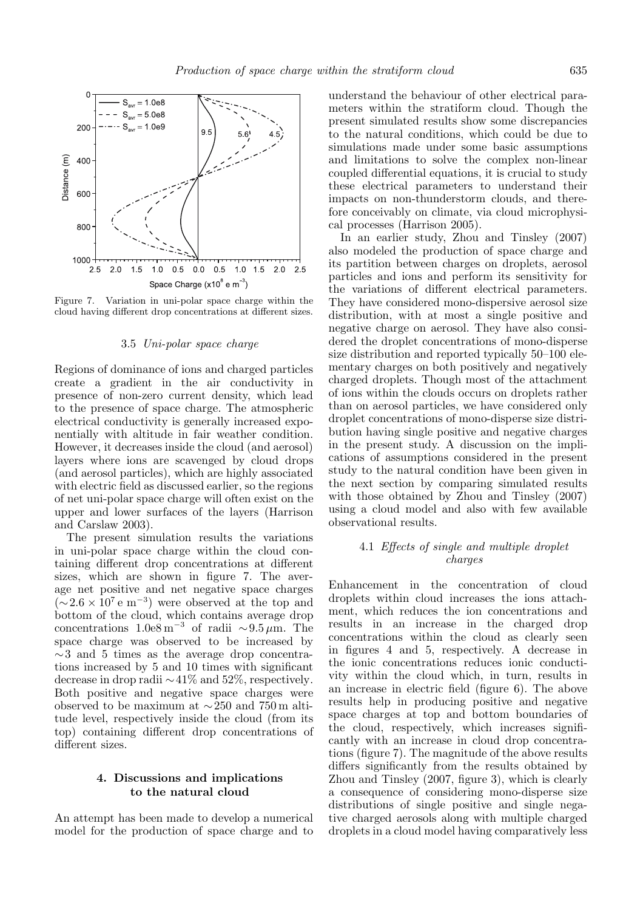Figure 7. Variation in uni-polar space charge within the cloud having different drop concentrations at different sizes.

### 3.5 *Uni-polar space charge*

Regions of dominance of ions and charged particles create a gradient in the air conductivity in presence of non-zero current density, which lead to the presence of space charge. The atmospheric electrical conductivity is generally increased exponentially with altitude in fair weather condition. However, it decreases inside the cloud (and aerosol) layers where ions are scavenged by cloud drops (and aerosol particles), which are highly associated with electric field as discussed earlier, so the regions of net uni-polar space charge will often exist on the upper and lower surfaces of the layers (Harrison and Carslaw 2003).

The present simulation results the variations in uni-polar space charge within the cloud containing different drop concentrations at different sizes, which are shown in figure 7. The average net positive and net negative space charges ($\sim 2.6 \times 10^7$ e m$^{-3}$) were observed at the top and bottom of the cloud, which contains average drop concentrations 1.0e8 m$^{-3}$ of radii $\sim 9.5\,\mu$m. The space charge was observed to be increased by $\sim 3$ and 5 times as the average drop concentrations increased by 5 and 10 times with significant decrease in drop radii $\sim 41\%$ and 52%, respectively. Both positive and negative space charges were observed to be maximum at $\sim 250$ and 750 m altitude level, respectively inside the cloud (from its top) containing different drop concentrations of different sizes.

## 4. Discussions and implications to the natural cloud

An attempt has been made to develop a numerical model for the production of space charge and to understand the behaviour of other electrical parameters within the stratiform cloud. Though the present simulated results show some discrepancies to the natural conditions, which could be due to simulations made under some basic assumptions and limitations to solve the complex non-linear coupled differential equations, it is crucial to study these electrical parameters to understand their impacts on non-thunderstorm clouds, and therefore conceivably on climate, via cloud microphysical processes (Harrison 2005).

In an earlier study, Zhou and Tinsley (2007) also modeled the production of space charge and its partition between charges on droplets, aerosol particles and ions and perform its sensitivity for the variations of different electrical parameters. They have considered mono-dispersive aerosol size distribution, with at most a single positive and negative charge on aerosol. They have also considered the droplet concentrations of mono-disperse size distribution and reported typically 50–100 elementary charges on both positively and negatively charged droplets. Though most of the attachment of ions within the clouds occurs on droplets rather than on aerosol particles, we have considered only droplet concentrations of mono-disperse size distribution having single positive and negative charges in the present study. A discussion on the implications of assumptions considered in the present study to the natural condition have been given in the next section by comparing simulated results with those obtained by Zhou and Tinsley (2007) using a cloud model and also with few available observational results.

### 4.1 *Effects of single and multiple droplet charges*

Enhancement in the concentration of cloud droplets within cloud increases the ions attachment, which reduces the ion concentrations and results in an increase in the charged drop concentrations within the cloud as clearly seen in figures 4 and 5, respectively. A decrease in the ionic concentrations reduces ionic conductivity within the cloud which, in turn, results in an increase in electric field (figure 6). The above results help in producing positive and negative space charges at top and bottom boundaries of the cloud, respectively, which increases significantly with an increase in cloud drop concentrations (figure 7). The magnitude of the above results differs significantly from the results obtained by Zhou and Tinsley (2007, figure 3), which is clearly a consequence of considering mono-disperse size distributions of single positive and single negative charged aerosols along with multiple charged droplets in a cloud model having comparatively less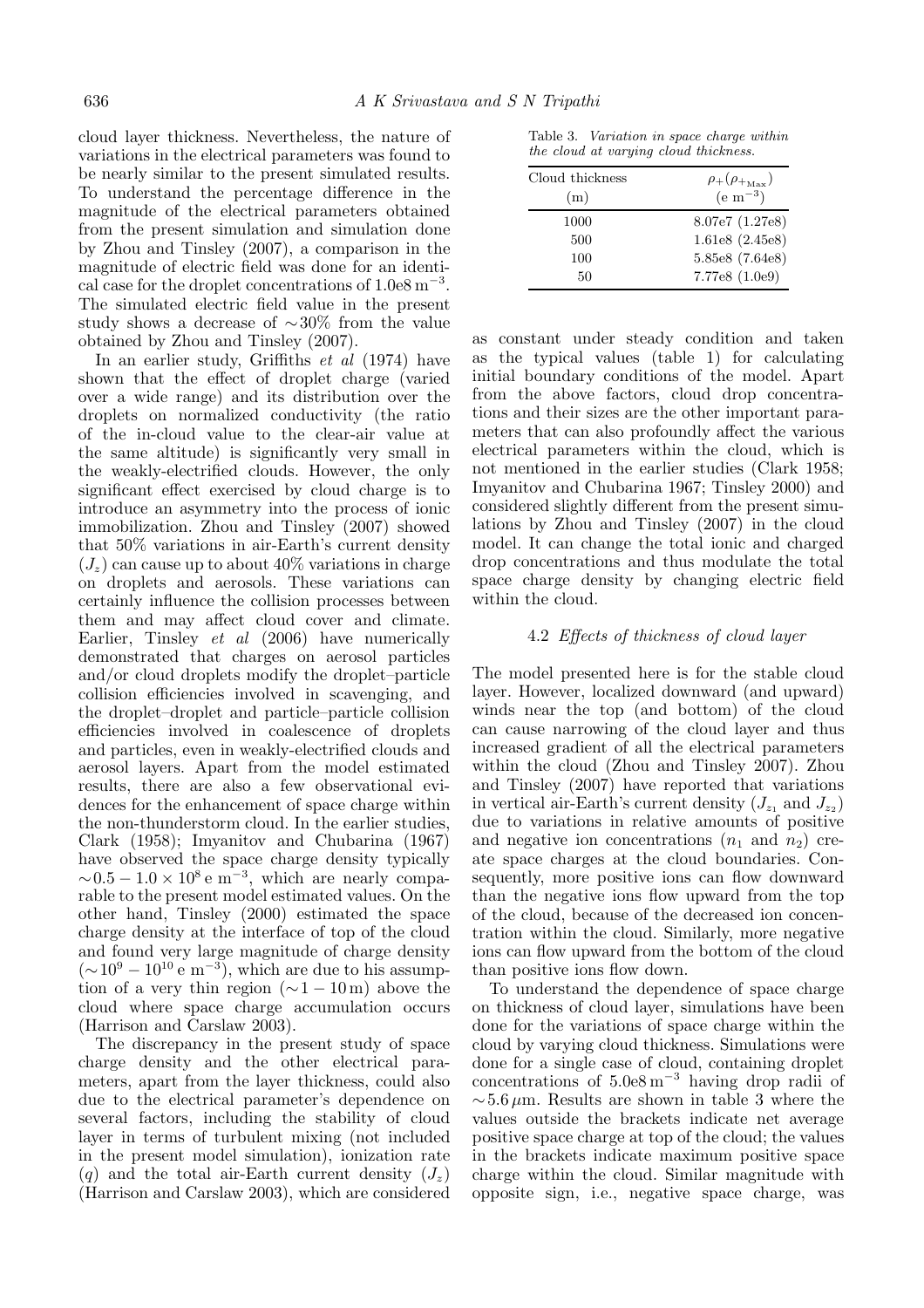cloud layer thickness. Nevertheless, the nature of variations in the electrical parameters was found to be nearly similar to the present simulated results. To understand the percentage difference in the magnitude of the electrical parameters obtained from the present simulation and simulation done by Zhou and Tinsley (2007), a comparison in the magnitude of electric field was done for an identical case for the droplet concentrations of $1.0\text{e}8\,\text{m}^{-3}$. The simulated electric field value in the present study shows a decrease of $\sim$30% from the value obtained by Zhou and Tinsley (2007).

In an earlier study, Griffiths *et al* (1974) have shown that the effect of droplet charge (varied over a wide range) and its distribution over the droplets on normalized conductivity (the ratio of the in-cloud value to the clear-air value at the same altitude) is significantly very small in the weakly-electrified clouds. However, the only significant effect exercised by cloud charge is to introduce an asymmetry into the process of ionic immobilization. Zhou and Tinsley (2007) showed that 50% variations in air-Earth's current density ($J_z$) can cause up to about 40% variations in charge on droplets and aerosols. These variations can certainly influence the collision processes between them and may affect cloud cover and climate. Earlier, Tinsley *et al* (2006) have numerically demonstrated that charges on aerosol particles and/or cloud droplets modify the droplet–particle collision efficiencies involved in scavenging, and the droplet–droplet and particle–particle collision efficiencies involved in coalescence of droplets and particles, even in weakly-electrified clouds and aerosol layers. Apart from the model estimated results, there are also a few observational evidences for the enhancement of space charge within the non-thunderstorm cloud. In the earlier studies, Clark (1958); Imyanitov and Chubarina (1967) have observed the space charge density typically $\sim 0.5 - 1.0 \times 10^{8}\,\text{e m}^{-3}$, which are nearly comparable to the present model estimated values. On the other hand, Tinsley (2000) estimated the space charge density at the interface of top of the cloud and found very large magnitude of charge density ($\sim 10^{9} - 10^{10}\,\text{e m}^{-3}$), which are due to his assumption of a very thin region ($\sim 1 - 10\,\text{m}$) above the cloud where space charge accumulation occurs (Harrison and Carslaw 2003).

The discrepancy in the present study of space charge density and the other electrical parameters, apart from the layer thickness, could also due to the electrical parameter's dependence on several factors, including the stability of cloud layer in terms of turbulent mixing (not included in the present model simulation), ionization rate ($q$) and the total air-Earth current density ($J_z$) (Harrison and Carslaw 2003), which are considered as constant under steady condition and taken as the typical values (table 1) for calculating initial boundary conditions of the model. Apart from the above factors, cloud drop concentrations and their sizes are the other important parameters that can also profoundly affect the various electrical parameters within the cloud, which is not mentioned in the earlier studies (Clark 1958; Imyanitov and Chubarina 1967; Tinsley 2000) and considered slightly different from the present simulations by Zhou and Tinsley (2007) in the cloud model. It can change the total ionic and charged drop concentrations and thus modulate the total space charge density by changing electric field within the cloud.

Table 3. *Variation in space charge within the cloud at varying cloud thickness.*

| Cloud thickness (m) | $\rho_{+}(\rho_{+_{\text{Max}}})$ ($\text{e m}^{-3}$) |
|---|---|
| 1000 | 8.07e7 (1.27e8) |
| 500 | 1.61e8 (2.45e8) |
| 100 | 5.85e8 (7.64e8) |
| 50 | 7.77e8 (1.0e9) |

### 4.2 *Effects of thickness of cloud layer*

The model presented here is for the stable cloud layer. However, localized downward (and upward) winds near the top (and bottom) of the cloud can cause narrowing of the cloud layer and thus increased gradient of all the electrical parameters within the cloud (Zhou and Tinsley 2007). Zhou and Tinsley (2007) have reported that variations in vertical air-Earth's current density ($J_{z_1}$ and $J_{z_2}$) due to variations in relative amounts of positive and negative ion concentrations ($n_1$ and $n_2$) create space charges at the cloud boundaries. Consequently, more positive ions can flow downward than the negative ions flow upward from the top of the cloud, because of the decreased ion concentration within the cloud. Similarly, more negative ions can flow upward from the bottom of the cloud than positive ions flow down.

To understand the dependence of space charge on thickness of cloud layer, simulations have been done for the variations of space charge within the cloud by varying cloud thickness. Simulations were done for a single case of cloud, containing droplet concentrations of $5.0\text{e}8\,\text{m}^{-3}$ having drop radii of $\sim 5.6\,\mu\text{m}$. Results are shown in table 3 where the values outside the brackets indicate net average positive space charge at top of the cloud; the values in the brackets indicate maximum positive space charge within the cloud. Similar magnitude with opposite sign, i.e., negative space charge, was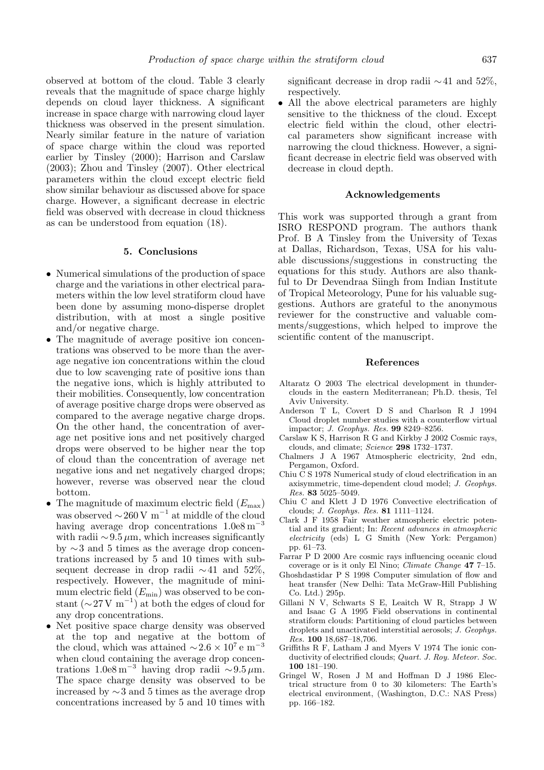observed at bottom of the cloud. Table 3 clearly reveals that the magnitude of space charge highly depends on cloud layer thickness. A significant increase in space charge with narrowing cloud layer thickness was observed in the present simulation. Nearly similar feature in the nature of variation of space charge within the cloud was reported earlier by Tinsley (2000); Harrison and Carslaw (2003); Zhou and Tinsley (2007). Other electrical parameters within the cloud except electric field show similar behaviour as discussed above for space charge. However, a significant decrease in electric field was observed with decrease in cloud thickness as can be understood from equation (18).

## 5. Conclusions

- Numerical simulations of the production of space charge and the variations in other electrical parameters within the low level stratiform cloud have been done by assuming mono-disperse droplet distribution, with at most a single positive and/or negative charge.
- The magnitude of average positive ion concentrations was observed to be more than the average negative ion concentrations within the cloud due to low scavenging rate of positive ions than the negative ions, which is highly attributed to their mobilities. Consequently, low concentration of average positive charge drops were observed as compared to the average negative charge drops. On the other hand, the concentration of average net positive ions and net positively charged drops were observed to be higher near the top of cloud than the concentration of average net negative ions and net negatively charged drops; however, reverse was observed near the cloud bottom.
- The magnitude of maximum electric field ($E_{\max}$) was observed $\sim 260\,\mathrm{V\ m^{-1}}$ at middle of the cloud having average drop concentrations $1.0\mathrm{e}8\,\mathrm{m^{-3}}$ with radii $\sim 9.5\,\mu\mathrm{m}$, which increases significantly by $\sim 3$ and 5 times as the average drop concentrations increased by 5 and 10 times with subsequent decrease in drop radii $\sim 41$ and 52%, respectively. However, the magnitude of minimum electric field ($E_{\min}$) was observed to be constant ($\sim 27\,\mathrm{V\ m^{-1}}$) at both the edges of cloud for any drop concentrations.
- Net positive space charge density was observed at the top and negative at the bottom of the cloud, which was attained $\sim 2.6 \times 10^7\,\mathrm{e\ m^{-3}}$ when cloud containing the average drop concentrations $1.0\mathrm{e}8\,\mathrm{m^{-3}}$ having drop radii $\sim 9.5\,\mu\mathrm{m}$. The space charge density was observed to be increased by $\sim 3$ and 5 times as the average drop concentrations increased by 5 and 10 times with significant decrease in drop radii $\sim 41$ and 52%, respectively.
- All the above electrical parameters are highly sensitive to the thickness of the cloud. Except electric field within the cloud, other electrical parameters show significant increase with narrowing the cloud thickness. However, a significant decrease in electric field was observed with decrease in cloud depth.

## Acknowledgements

This work was supported through a grant from ISRO RESPOND program. The authors thank Prof. B A Tinsley from the University of Texas at Dallas, Richardson, Texas, USA for his valuable discussions/suggestions in constructing the equations for this study. Authors are also thankful to Dr Devendraa Siingh from Indian Institute of Tropical Meteorology, Pune for his valuable suggestions. Authors are grateful to the anonymous reviewer for the constructive and valuable comments/suggestions, which helped to improve the scientific content of the manuscript.

## References

Altaratz O 2003 The electrical development in thunderclouds in the eastern Mediterranean; Ph.D. thesis, Tel Aviv University.

Anderson T L, Covert D S and Charlson R J 1994 Cloud droplet number studies with a counterflow virtual impactor; *J. Geophys. Res.* **99** 8249–8256.

Carslaw K S, Harrison R G and Kirkby J 2002 Cosmic rays, clouds, and climate; *Science* **298** 1732–1737.

Chalmers J A 1967 Atmospheric electricity, 2nd edn, Pergamon, Oxford.

Chiu C S 1978 Numerical study of cloud electrification in an axisymmetric, time-dependent cloud model; *J. Geophys. Res.* **83** 5025–5049.

Chiu C and Klett J D 1976 Convective electrification of clouds; *J. Geophys. Res.* **81** 1111–1124.

Clark J F 1958 Fair weather atmospheric electric potential and its gradient; In: *Recent advances in atmospheric electricity* (eds) L G Smith (New York: Pergamon) pp. 61–73.

Farrar P D 2000 Are cosmic rays influencing oceanic cloud coverage or is it only El Nino; *Climate Change* **47** 7–15.

Ghoshdastidar P S 1998 Computer simulation of flow and heat transfer (New Delhi: Tata McGraw-Hill Publishing Co. Ltd.) 295p.

Gillani N V, Schwarts S E, Leaitch W R, Strapp J W and Isaac G A 1995 Field observations in continental stratiform clouds: Partitioning of cloud particles between droplets and unactivated interstitial aerosols; *J. Geophys. Res.* **100** 18,687–18,706.

Griffiths R F, Latham J and Myers V 1974 The ionic conductivity of electrified clouds; *Quart. J. Roy. Meteor. Soc.* **100** 181–190.

Gringel W, Rosen J M and Hoffman D J 1986 Electrical structure from 0 to 30 kilometers: The Earth's electrical environment, (Washington, D.C.: NAS Press) pp. 166–182.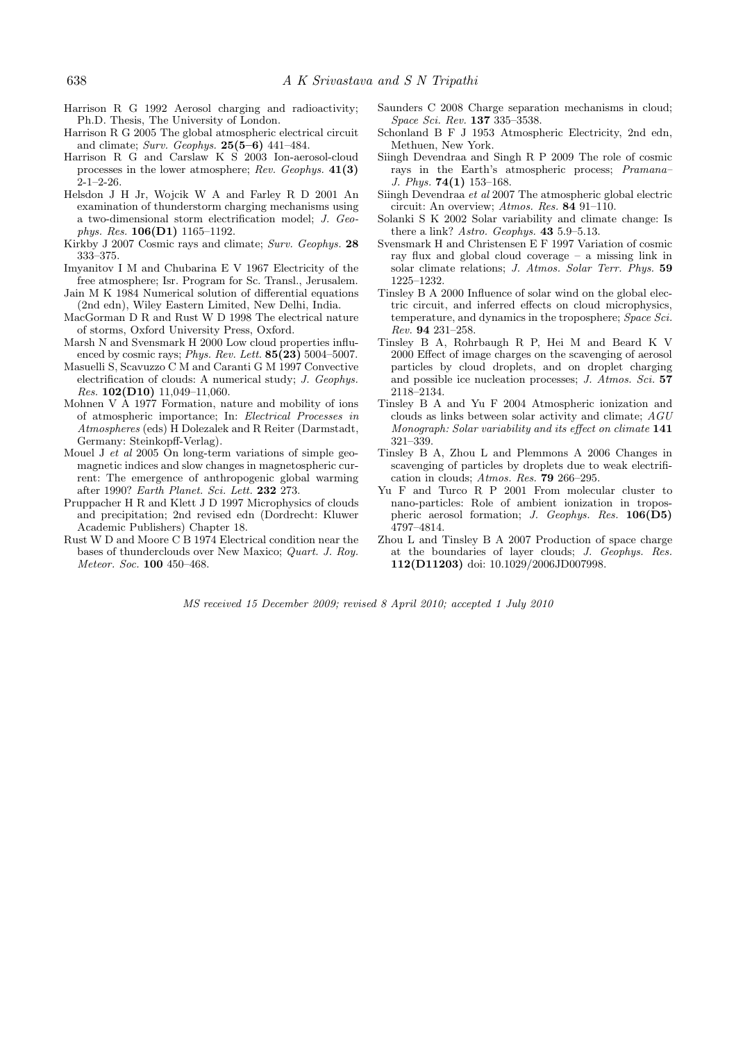Harrison R G 1992 Aerosol charging and radioactivity; Ph.D. Thesis, The University of London.

Harrison R G 2005 The global atmospheric electrical circuit and climate; *Surv. Geophys.* **25(5–6)** 441–484.

Harrison R G and Carslaw K S 2003 Ion-aerosol-cloud processes in the lower atmosphere; *Rev. Geophys.* **41(3)** 2-1–2-26.

Helsdon J H Jr, Wojcik W A and Farley R D 2001 An examination of thunderstorm charging mechanisms using a two-dimensional storm electrification model; *J. Geophys. Res.* **106(D1)** 1165–1192.

Kirkby J 2007 Cosmic rays and climate; *Surv. Geophys.* **28** 333–375.

Imyanitov I M and Chubarina E V 1967 Electricity of the free atmosphere; Isr. Program for Sc. Transl., Jerusalem.

Jain M K 1984 Numerical solution of differential equations (2nd edn), Wiley Eastern Limited, New Delhi, India.

MacGorman D R and Rust W D 1998 The electrical nature of storms, Oxford University Press, Oxford.

Marsh N and Svensmark H 2000 Low cloud properties influenced by cosmic rays; *Phys. Rev. Lett.* **85(23)** 5004–5007.

Masuelli S, Scavuzzo C M and Caranti G M 1997 Convective electrification of clouds: A numerical study; *J. Geophys. Res.* **102(D10)** 11,049–11,060.

Mohnen V A 1977 Formation, nature and mobility of ions of atmospheric importance; In: *Electrical Processes in Atmospheres* (eds) H Dolezalek and R Reiter (Darmstadt, Germany: Steinkopff-Verlag).

Mouel J *et al* 2005 On long-term variations of simple geomagnetic indices and slow changes in magnetospheric current: The emergence of anthropogenic global warming after 1990? *Earth Planet. Sci. Lett.* **232** 273.

Pruppacher H R and Klett J D 1997 Microphysics of clouds and precipitation; 2nd revised edn (Dordrecht: Kluwer Academic Publishers) Chapter 18.

Rust W D and Moore C B 1974 Electrical condition near the bases of thunderclouds over New Maxico; *Quart. J. Roy. Meteor. Soc.* **100** 450–468.

Saunders C 2008 Charge separation mechanisms in cloud; *Space Sci. Rev.* **137** 335–3538.

Schonland B F J 1953 Atmospheric Electricity, 2nd edn, Methuen, New York.

Siingh Devendraa and Singh R P 2009 The role of cosmic rays in the Earth's atmospheric process; *Pramana– J. Phys.* **74(1)** 153–168.

Siingh Devendraa *et al* 2007 The atmospheric global electric circuit: An overview; *Atmos. Res.* **84** 91–110.

Solanki S K 2002 Solar variability and climate change: Is there a link? *Astro. Geophys.* **43** 5.9–5.13.

Svensmark H and Christensen E F 1997 Variation of cosmic ray flux and global cloud coverage – a missing link in solar climate relations; *J. Atmos. Solar Terr. Phys.* **59** 1225–1232.

Tinsley B A 2000 Influence of solar wind on the global electric circuit, and inferred effects on cloud microphysics, temperature, and dynamics in the troposphere; *Space Sci. Rev.* **94** 231–258.

Tinsley B A, Rohrbaugh R P, Hei M and Beard K V 2000 Effect of image charges on the scavenging of aerosol particles by cloud droplets, and on droplet charging and possible ice nucleation processes; *J. Atmos. Sci.* **57** 2118–2134.

Tinsley B A and Yu F 2004 Atmospheric ionization and clouds as links between solar activity and climate; *AGU Monograph: Solar variability and its effect on climate* **141** 321–339.

Tinsley B A, Zhou L and Plemmons A 2006 Changes in scavenging of particles by droplets due to weak electrification in clouds; *Atmos. Res.* **79** 266–295.

Yu F and Turco R P 2001 From molecular cluster to nano-particles: Role of ambient ionization in tropospheric aerosol formation; *J. Geophys. Res.* **106(D5)** 4797–4814.

Zhou L and Tinsley B A 2007 Production of space charge at the boundaries of layer clouds; *J. Geophys. Res.* **112(D11203)** doi: 10.1029/2006JD007998.

*MS received 15 December 2009; revised 8 April 2010; accepted 1 July 2010*